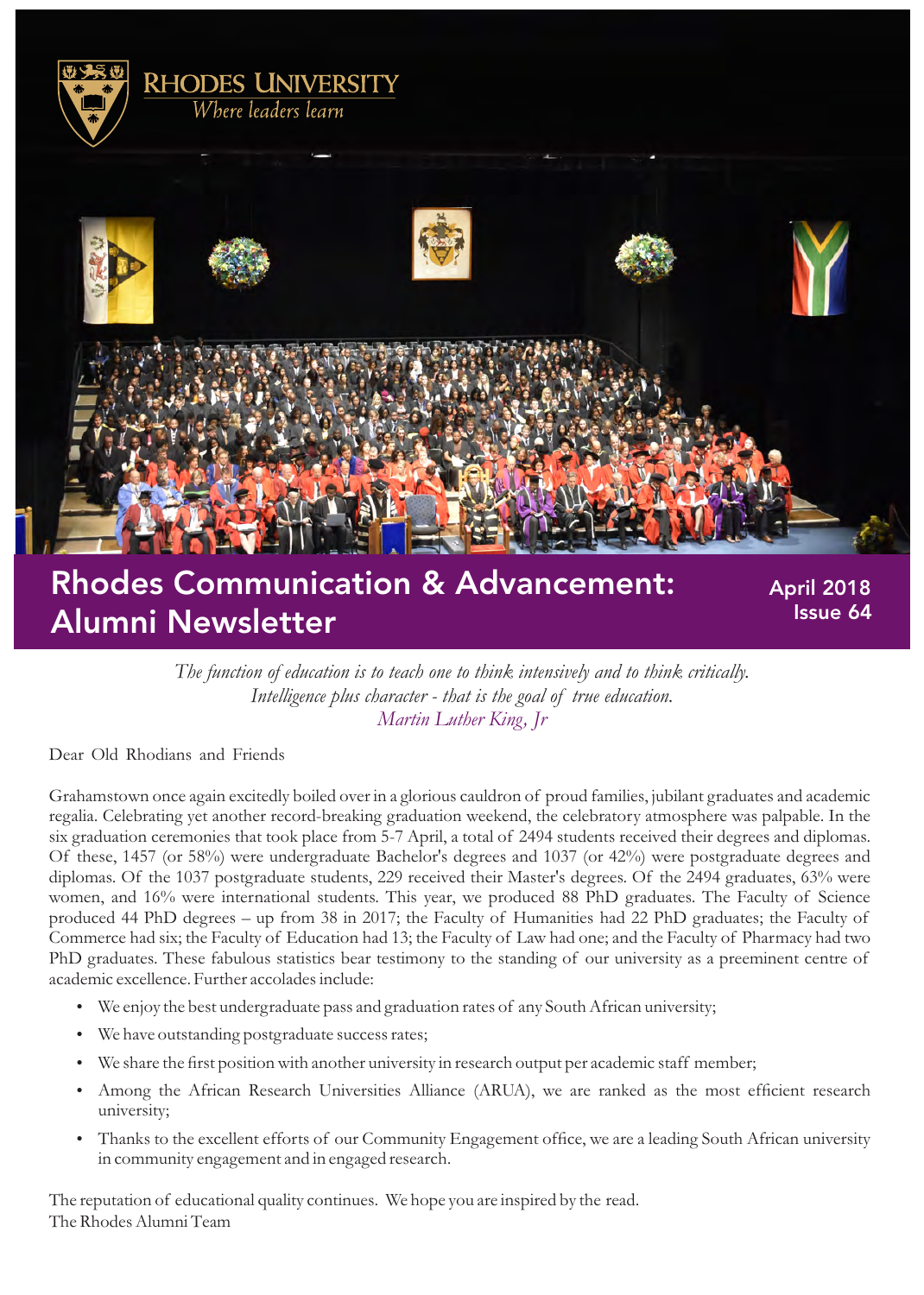RHODES UNIVERSITY

*Where leaders learn*

# Rhodes Communication & Advancement: Alumni Newsletter

April 2018
Issue 64

*The function of education is to teach one to think intensively and to think critically.*
*Intelligence plus character - that is the goal of true education.*
*Martin Luther King, Jr*

Dear Old Rhodians and Friends

Grahamstown once again excitedly boiled over in a glorious cauldron of proud families, jubilant graduates and academic regalia. Celebrating yet another record-breaking graduation weekend, the celebratory atmosphere was palpable. In the six graduation ceremonies that took place from 5-7 April, a total of 2494 students received their degrees and diplomas. Of these, 1457 (or 58%) were undergraduate Bachelor's degrees and 1037 (or 42%) were postgraduate degrees and diplomas. Of the 1037 postgraduate students, 229 received their Master's degrees. Of the 2494 graduates, 63% were women, and 16% were international students. This year, we produced 88 PhD graduates. The Faculty of Science produced 44 PhD degrees – up from 38 in 2017; the Faculty of Humanities had 22 PhD graduates; the Faculty of Commerce had six; the Faculty of Education had 13; the Faculty of Law had one; and the Faculty of Pharmacy had two PhD graduates. These fabulous statistics bear testimony to the standing of our university as a preeminent centre of academic excellence. Further accolades include:

- We enjoy the best undergraduate pass and graduation rates of any South African university;
- We have outstanding postgraduate success rates;
- We share the first position with another university in research output per academic staff member;
- Among the African Research Universities Alliance (ARUA), we are ranked as the most efficient research university;
- Thanks to the excellent efforts of our Community Engagement office, we are a leading South African university in community engagement and in engaged research.

The reputation of educational quality continues. We hope you are inspired by the read.
The Rhodes Alumni Team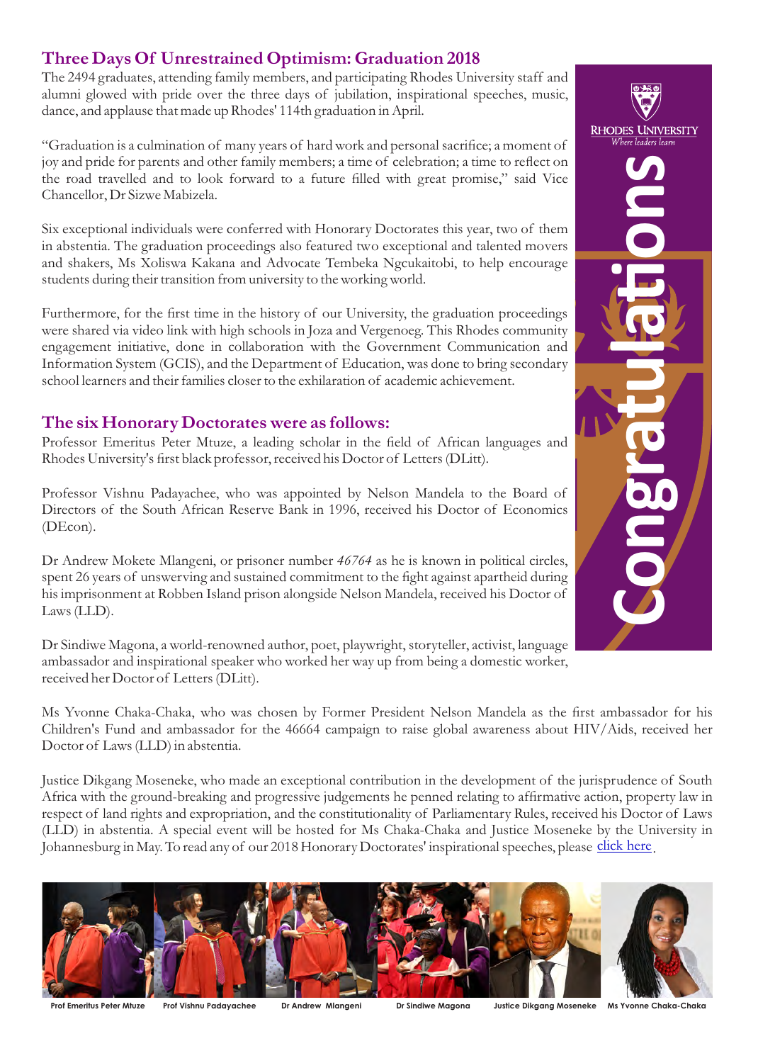## Three Days Of Unrestrained Optimism: Graduation 2018

The 2494 graduates, attending family members, and participating Rhodes University staff and alumni glowed with pride over the three days of jubilation, inspirational speeches, music, dance, and applause that made up Rhodes' 114th graduation in April.

"Graduation is a culmination of many years of hard work and personal sacrifice; a moment of joy and pride for parents and other family members; a time of celebration; a time to reflect on the road travelled and to look forward to a future filled with great promise," said Vice Chancellor, Dr Sizwe Mabizela.

Six exceptional individuals were conferred with Honorary Doctorates this year, two of them in abstentia. The graduation proceedings also featured two exceptional and talented movers and shakers, Ms Xoliswa Kakana and Advocate Tembeka Ngcukaitobi, to help encourage students during their transition from university to the working world.

Furthermore, for the first time in the history of our University, the graduation proceedings were shared via video link with high schools in Joza and Vergenoeg. This Rhodes community engagement initiative, done in collaboration with the Government Communication and Information System (GCIS), and the Department of Education, was done to bring secondary school learners and their families closer to the exhilaration of academic achievement.

RHODES UNIVERSITY
Where leaders learn

Congratulations

## The six Honorary Doctorates were as follows:

Professor Emeritus Peter Mtuze, a leading scholar in the field of African languages and Rhodes University's first black professor, received his Doctor of Letters (DLitt).

Professor Vishnu Padayachee, who was appointed by Nelson Mandela to the Board of Directors of the South African Reserve Bank in 1996, received his Doctor of Economics (DEcon).

Dr Andrew Mokete Mlangeni, or prisoner number *46764* as he is known in political circles, spent 26 years of unswerving and sustained commitment to the fight against apartheid during his imprisonment at Robben Island prison alongside Nelson Mandela, received his Doctor of Laws (LLD).

Dr Sindiwe Magona, a world-renowned author, poet, playwright, storyteller, activist, language ambassador and inspirational speaker who worked her way up from being a domestic worker, received her Doctor of Letters (DLitt).

Ms Yvonne Chaka-Chaka, who was chosen by Former President Nelson Mandela as the first ambassador for his Children's Fund and ambassador for the 46664 campaign to raise global awareness about HIV/Aids, received her Doctor of Laws (LLD) in abstentia.

Justice Dikgang Moseneke, who made an exceptional contribution in the development of the jurisprudence of South Africa with the ground-breaking and progressive judgements he penned relating to affirmative action, property law in respect of land rights and expropriation, and the constitutionality of Parliamentary Rules, received his Doctor of Laws (LLD) in abstentia. A special event will be hosted for Ms Chaka-Chaka and Justice Moseneke by the University in Johannesburg in May. To read any of our 2018 Honorary Doctorates' inspirational speeches, please click here.

**Prof Emeritus Peter Mtuze** | **Prof Vishnu Padayachee** | **Dr Andrew Mlangeni** | **Dr Sindiwe Magona** | **Justice Dikgang Moseneke** | **Ms Yvonne Chaka-Chaka**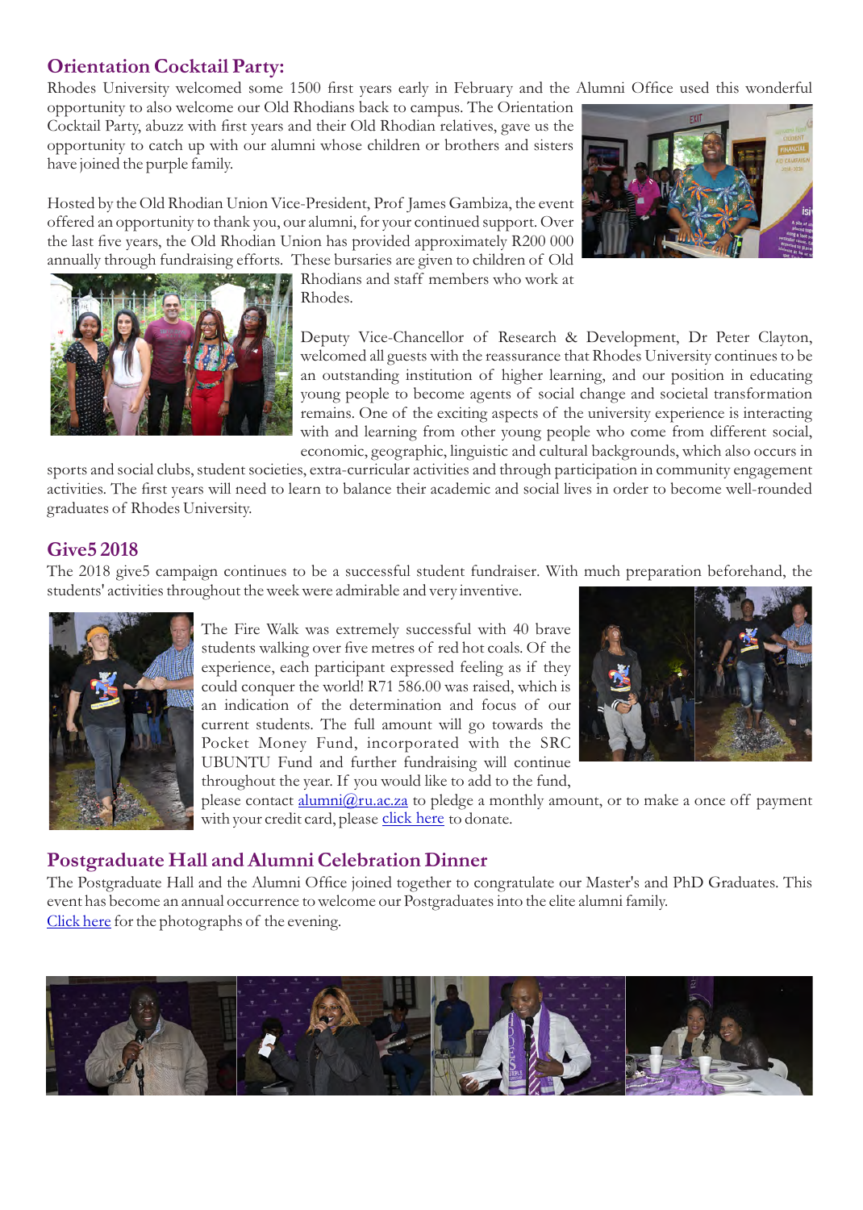## Orientation Cocktail Party:

Rhodes University welcomed some 1500 first years early in February and the Alumni Office used this wonderful opportunity to also welcome our Old Rhodians back to campus. The Orientation Cocktail Party, abuzz with first years and their Old Rhodian relatives, gave us the opportunity to catch up with our alumni whose children or brothers and sisters have joined the purple family.

Hosted by the Old Rhodian Union Vice-President, Prof James Gambiza, the event offered an opportunity to thank you, our alumni, for your continued support. Over the last five years, the Old Rhodian Union has provided approximately R200 000 annually through fundraising efforts. These bursaries are given to children of Old Rhodians and staff members who work at Rhodes.

Deputy Vice-Chancellor of Research & Development, Dr Peter Clayton, welcomed all guests with the reassurance that Rhodes University continues to be an outstanding institution of higher learning, and our position in educating young people to become agents of social change and societal transformation remains. One of the exciting aspects of the university experience is interacting with and learning from other young people who come from different social, economic, geographic, linguistic and cultural backgrounds, which also occurs in sports and social clubs, student societies, extra-curricular activities and through participation in community engagement activities. The first years will need to learn to balance their academic and social lives in order to become well-rounded graduates of Rhodes University.

## Give5 2018

The 2018 give5 campaign continues to be a successful student fundraiser. With much preparation beforehand, the students' activities throughout the week were admirable and very inventive.

The Fire Walk was extremely successful with 40 brave students walking over five metres of red hot coals. Of the experience, each participant expressed feeling as if they could conquer the world! R71 586.00 was raised, which is an indication of the determination and focus of our current students. The full amount will go towards the Pocket Money Fund, incorporated with the SRC UBUNTU Fund and further fundraising will continue throughout the year. If you would like to add to the fund, please contact alumni@ru.ac.za to pledge a monthly amount, or to make a once off payment with your credit card, please click here to donate.

## Postgraduate Hall and Alumni Celebration Dinner

The Postgraduate Hall and the Alumni Office joined together to congratulate our Master's and PhD Graduates. This event has become an annual occurrence to welcome our Postgraduates into the elite alumni family.

Click here for the photographs of the evening.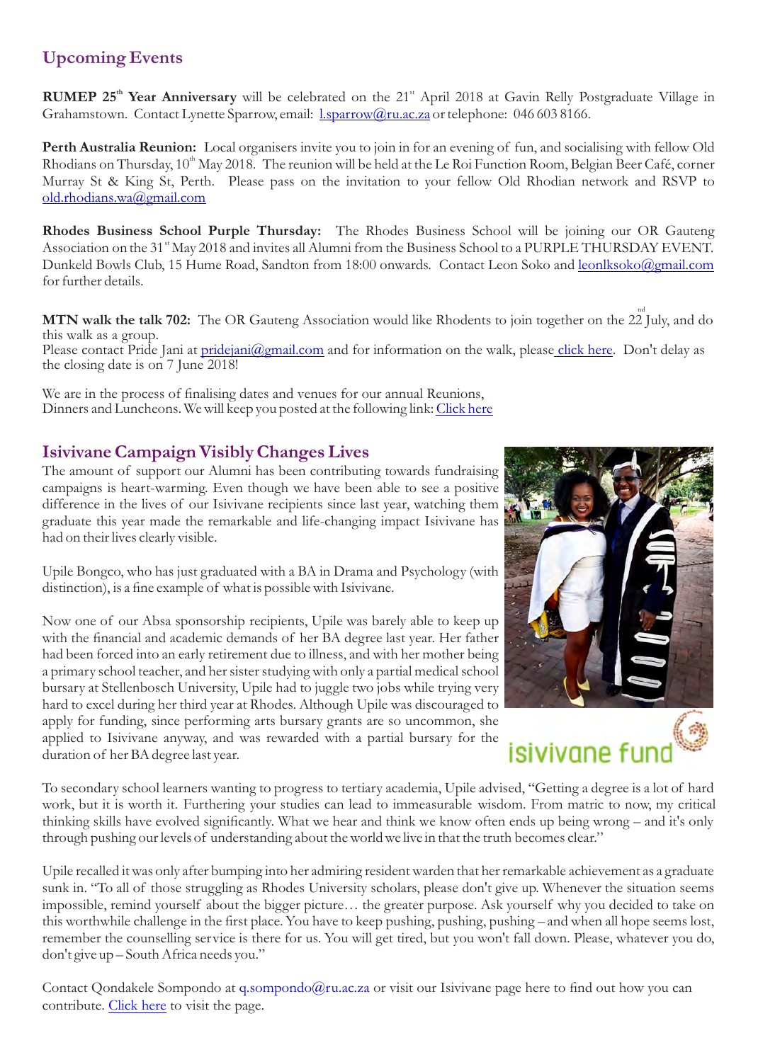## Upcoming Events

**RUMEP 25th Year Anniversary** will be celebrated on the 21st April 2018 at Gavin Relly Postgraduate Village in Grahamstown. Contact Lynette Sparrow, email: l.sparrow@ru.ac.za or telephone: 046 603 8166.

**Perth Australia Reunion:** Local organisers invite you to join in for an evening of fun, and socialising with fellow Old Rhodians on Thursday, 10th May 2018. The reunion will be held at the Le Roi Function Room, Belgian Beer Café, corner Murray St & King St, Perth. Please pass on the invitation to your fellow Old Rhodian network and RSVP to old.rhodians.wa@gmail.com

**Rhodes Business School Purple Thursday:** The Rhodes Business School will be joining our OR Gauteng Association on the 31st May 2018 and invites all Alumni from the Business School to a PURPLE THURSDAY EVENT. Dunkeld Bowls Club, 15 Hume Road, Sandton from 18:00 onwards. Contact Leon Soko and leonlksoko@gmail.com for further details.

**MTN walk the talk 702:** The OR Gauteng Association would like Rhodents to join together on the 22nd July, and do this walk as a group.
Please contact Pride Jani at pridejani@gmail.com and for information on the walk, please click here. Don't delay as the closing date is on 7 June 2018!

We are in the process of finalising dates and venues for our annual Reunions, Dinners and Luncheons. We will keep you posted at the following link: Click here

## Isivivane Campaign Visibly Changes Lives

The amount of support our Alumni has been contributing towards fundraising campaigns is heart-warming. Even though we have been able to see a positive difference in the lives of our Isivivane recipients since last year, watching them graduate this year made the remarkable and life-changing impact Isivivane has had on their lives clearly visible.

Upile Bongco, who has just graduated with a BA in Drama and Psychology (with distinction), is a fine example of what is possible with Isivivane.

Now one of our Absa sponsorship recipients, Upile was barely able to keep up with the financial and academic demands of her BA degree last year. Her father had been forced into an early retirement due to illness, and with her mother being a primary school teacher, and her sister studying with only a partial medical school bursary at Stellenbosch University, Upile had to juggle two jobs while trying very hard to excel during her third year at Rhodes. Although Upile was discouraged to apply for funding, since performing arts bursary grants are so uncommon, she applied to Isivivane anyway, and was rewarded with a partial bursary for the duration of her BA degree last year.

isivivane fund

To secondary school learners wanting to progress to tertiary academia, Upile advised, "Getting a degree is a lot of hard work, but it is worth it. Furthering your studies can lead to immeasurable wisdom. From matric to now, my critical thinking skills have evolved significantly. What we hear and think we know often ends up being wrong – and it's only through pushing our levels of understanding about the world we live in that the truth becomes clear."

Upile recalled it was only after bumping into her admiring resident warden that her remarkable achievement as a graduate sunk in. "To all of those struggling as Rhodes University scholars, please don't give up. Whenever the situation seems impossible, remind yourself about the bigger picture… the greater purpose. Ask yourself why you decided to take on this worthwhile challenge in the first place. You have to keep pushing, pushing, pushing – and when all hope seems lost, remember the counselling service is there for us. You will get tired, but you won't fall down. Please, whatever you do, don't give up – South Africa needs you."

Contact Qondakele Sompondo at q.sompondo@ru.ac.za or visit our Isivivane page here to find out how you can contribute. Click here to visit the page.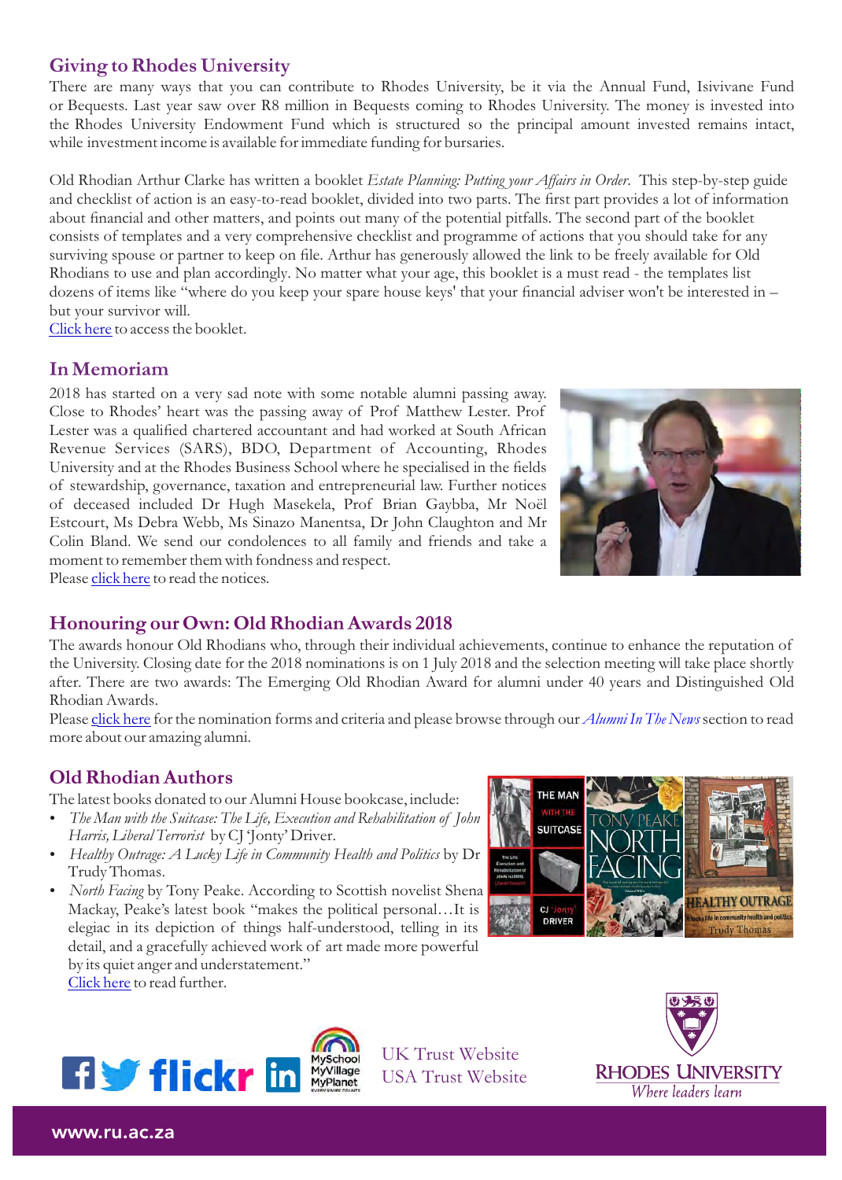## Giving to Rhodes University

There are many ways that you can contribute to Rhodes University, be it via the Annual Fund, Isivivane Fund or Bequests. Last year saw over R8 million in Bequests coming to Rhodes University. The money is invested into the Rhodes University Endowment Fund which is structured so the principal amount invested remains intact, while investment income is available for immediate funding for bursaries.

Old Rhodian Arthur Clarke has written a booklet *Estate Planning: Putting your Affairs in Order*. This step-by-step guide and checklist of action is an easy-to-read booklet, divided into two parts. The first part provides a lot of information about financial and other matters, and points out many of the potential pitfalls. The second part of the booklet consists of templates and a very comprehensive checklist and programme of actions that you should take for any surviving spouse or partner to keep on file. Arthur has generously allowed the link to be freely available for Old Rhodians to use and plan accordingly. No matter what your age, this booklet is a must read - the templates list dozens of items like "where do you keep your spare house keys' that your financial adviser won't be interested in – but your survivor will.
Click here to access the booklet.

## In Memoriam

2018 has started on a very sad note with some notable alumni passing away. Close to Rhodes' heart was the passing away of Prof Matthew Lester. Prof Lester was a qualified chartered accountant and had worked at South African Revenue Services (SARS), BDO, Department of Accounting, Rhodes University and at the Rhodes Business School where he specialised in the fields of stewardship, governance, taxation and entrepreneurial law. Further notices of deceased included Dr Hugh Masekela, Prof Brian Gaybba, Mr Noël Estcourt, Ms Debra Webb, Ms Sinazo Manentsa, Dr John Claughton and Mr Colin Bland. We send our condolences to all family and friends and take a moment to remember them with fondness and respect.
Please click here to read the notices.

## Honouring our Own: Old Rhodian Awards 2018

The awards honour Old Rhodians who, through their individual achievements, continue to enhance the reputation of the University. Closing date for the 2018 nominations is on 1 July 2018 and the selection meeting will take place shortly after. There are two awards: The Emerging Old Rhodian Award for alumni under 40 years and Distinguished Old Rhodian Awards.
Please click here for the nomination forms and criteria and please browse through our *Alumni In The News* section to read more about our amazing alumni.

## Old Rhodian Authors

The latest books donated to our Alumni House bookcase, include:

- *The Man with the Suitcase: The Life, Execution and Rehabilitation of John Harris, Liberal Terrorist* by CJ 'Jonty' Driver.
- *Healthy Outrage: A Lucky Life in Community Health and Politics* by Dr Trudy Thomas.
- *North Facing* by Tony Peake. According to Scottish novelist Shena Mackay, Peake's latest book "makes the political personal…It is elegiac in its depiction of things half-understood, telling in its detail, and a gracefully achieved work of art made more powerful by its quiet anger and understatement."
  Click here to read further.

UK Trust Website
USA Trust Website

RHODES UNIVERSITY
Where leaders learn

www.ru.ac.za